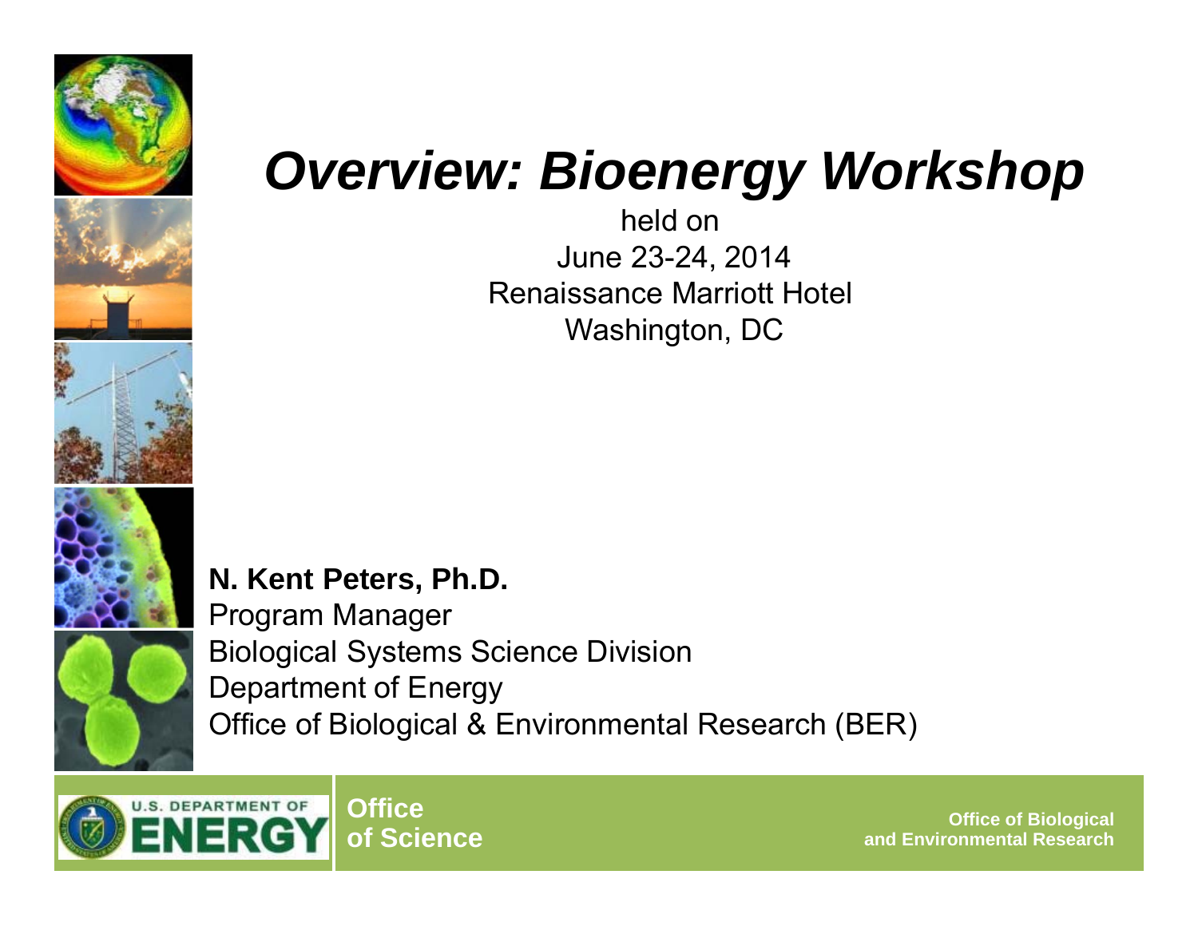# *Overview: Bioenergy Workshop*

held on
June 23-24, 2014
Renaissance Marriott Hotel
Washington, DC

**N. Kent Peters, Ph.D.**
Program Manager
Biological Systems Science Division
Department of Energy
Office of Biological & Environmental Research (BER)

U.S. DEPARTMENT OF ENERGY

**Office of Science**

**Office of Biological and Environmental Research**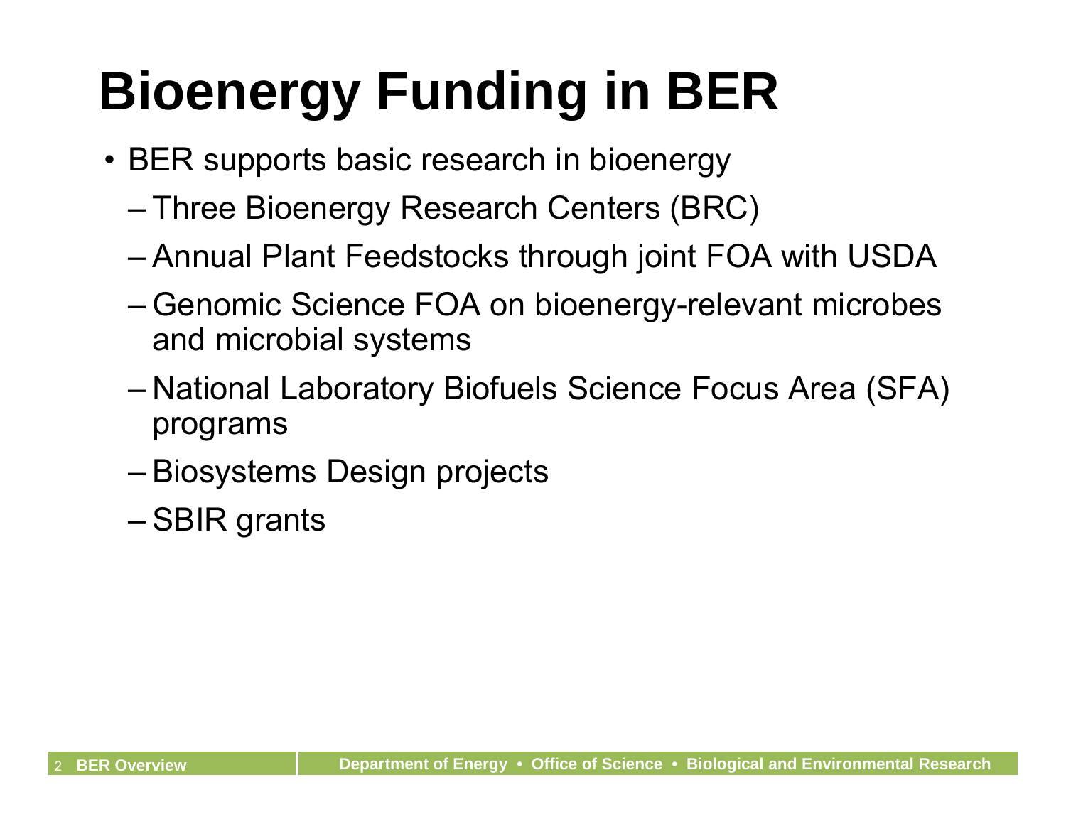# Bioenergy Funding in BER

- BER supports basic research in bioenergy
  - Three Bioenergy Research Centers (BRC)
  - Annual Plant Feedstocks through joint FOA with USDA
  - Genomic Science FOA on bioenergy-relevant microbes and microbial systems
  - National Laboratory Biofuels Science Focus Area (SFA) programs
  - Biosystems Design projects
  - SBIR grants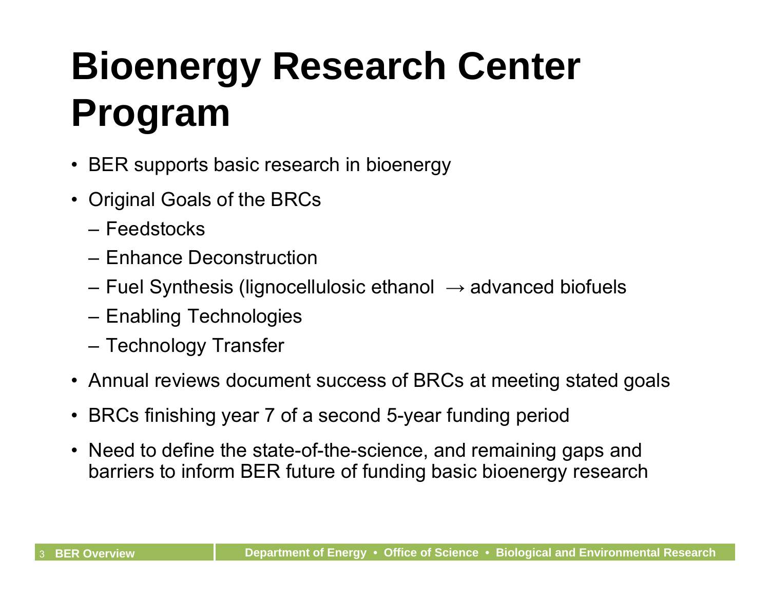# Bioenergy Research Center Program

- BER supports basic research in bioenergy
- Original Goals of the BRCs
  - Feedstocks
  - Enhance Deconstruction
  - Fuel Synthesis (lignocellulosic ethanol → advanced biofuels
  - Enabling Technologies
  - Technology Transfer
- Annual reviews document success of BRCs at meeting stated goals
- BRCs finishing year 7 of a second 5-year funding period
- Need to define the state-of-the-science, and remaining gaps and barriers to inform BER future of funding basic bioenergy research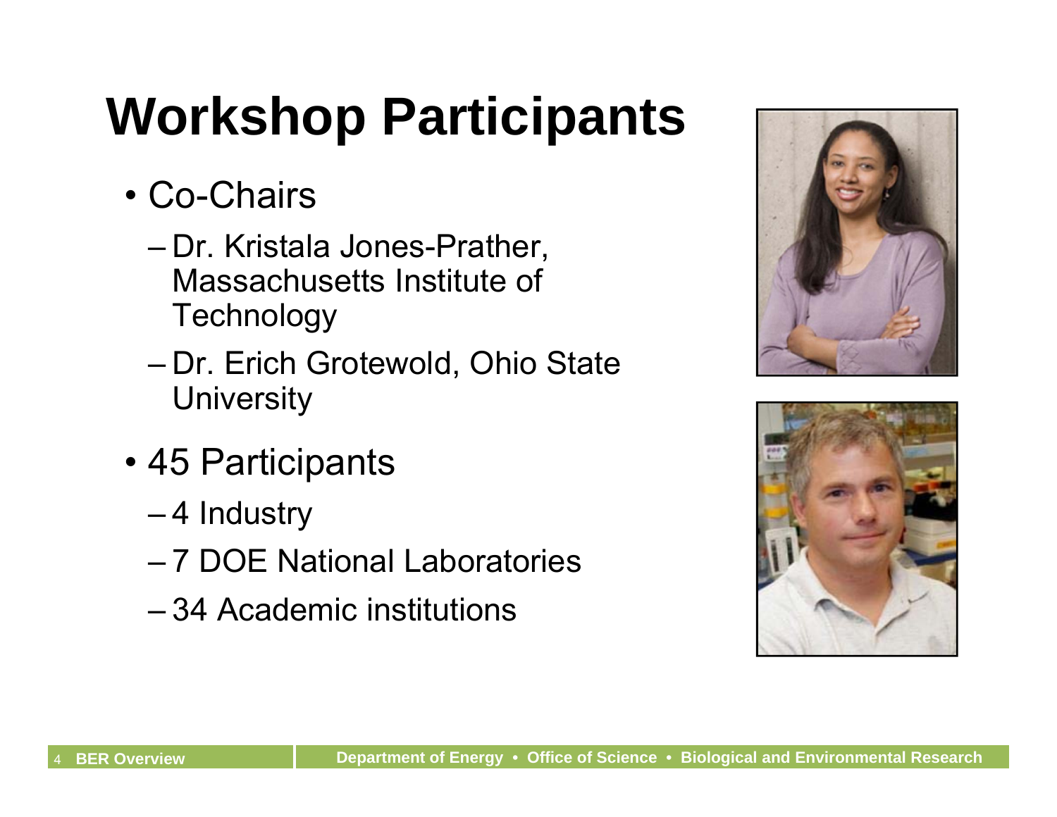# Workshop Participants

- Co-Chairs
  - Dr. Kristala Jones-Prather, Massachusetts Institute of Technology
  - Dr. Erich Grotewold, Ohio State University
- 45 Participants
  - 4 Industry
  - 7 DOE National Laboratories
  - 34 Academic institutions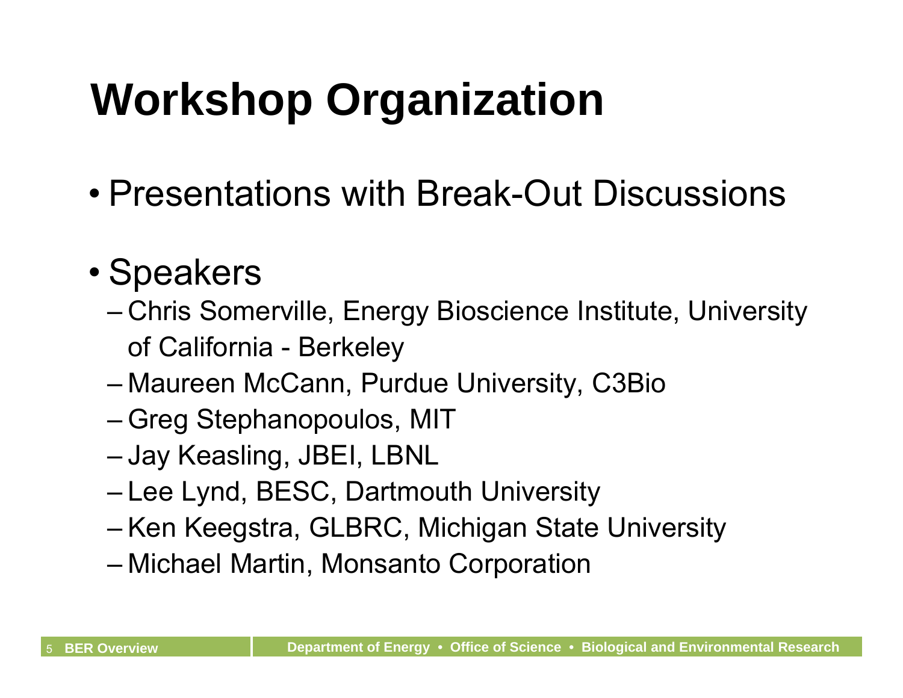# Workshop Organization

- Presentations with Break-Out Discussions
- Speakers
  - Chris Somerville, Energy Bioscience Institute, University of California - Berkeley
  - Maureen McCann, Purdue University, C3Bio
  - Greg Stephanopoulos, MIT
  - Jay Keasling, JBEI, LBNL
  - Lee Lynd, BESC, Dartmouth University
  - Ken Keegstra, GLBRC, Michigan State University
  - Michael Martin, Monsanto Corporation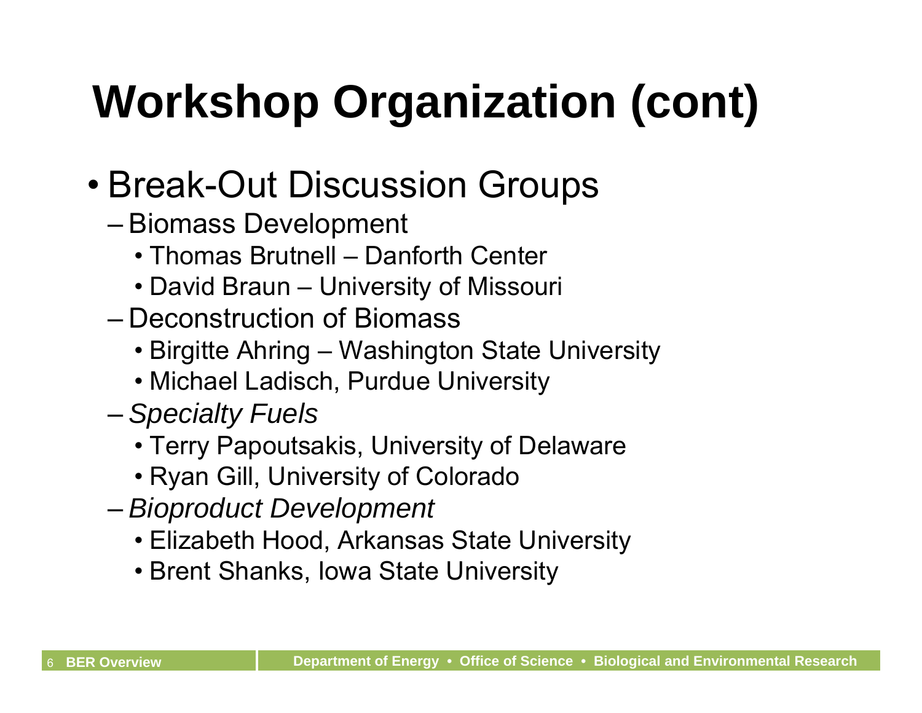# Workshop Organization (cont)

- Break-Out Discussion Groups
  - Biomass Development
    - Thomas Brutnell – Danforth Center
    - David Braun – University of Missouri
  - Deconstruction of Biomass
    - Birgitte Ahring – Washington State University
    - Michael Ladisch, Purdue University
  - *Specialty Fuels*
    - Terry Papoutsakis, University of Delaware
    - Ryan Gill, University of Colorado
  - *Bioproduct Development*
    - Elizabeth Hood, Arkansas State University
    - Brent Shanks, Iowa State University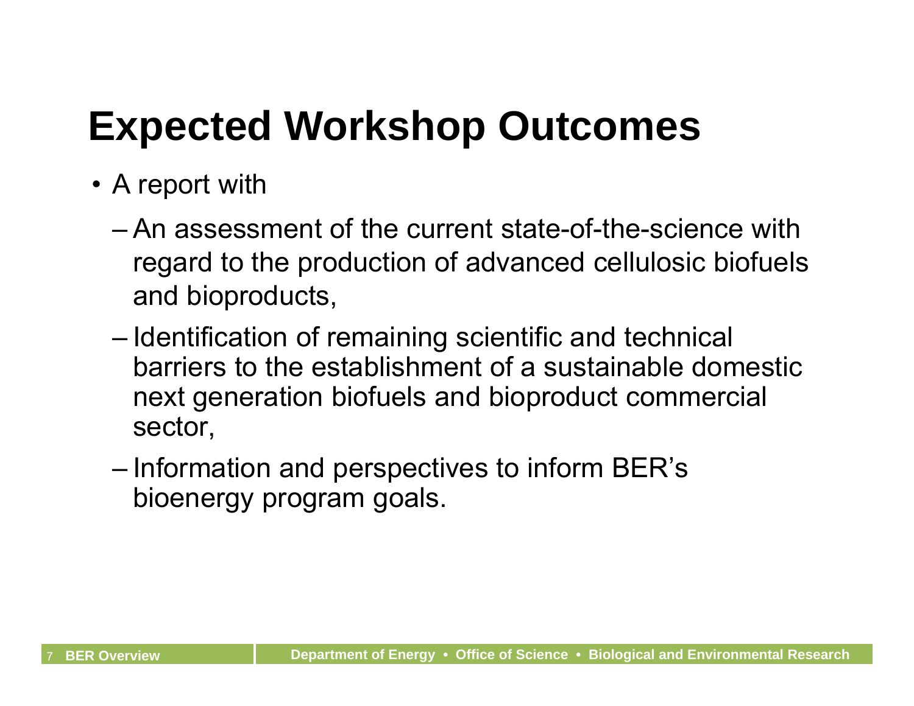# Expected Workshop Outcomes

- A report with
  - An assessment of the current state-of-the-science with regard to the production of advanced cellulosic biofuels and bioproducts,
  - Identification of remaining scientific and technical barriers to the establishment of a sustainable domestic next generation biofuels and bioproduct commercial sector,
  - Information and perspectives to inform BER's bioenergy program goals.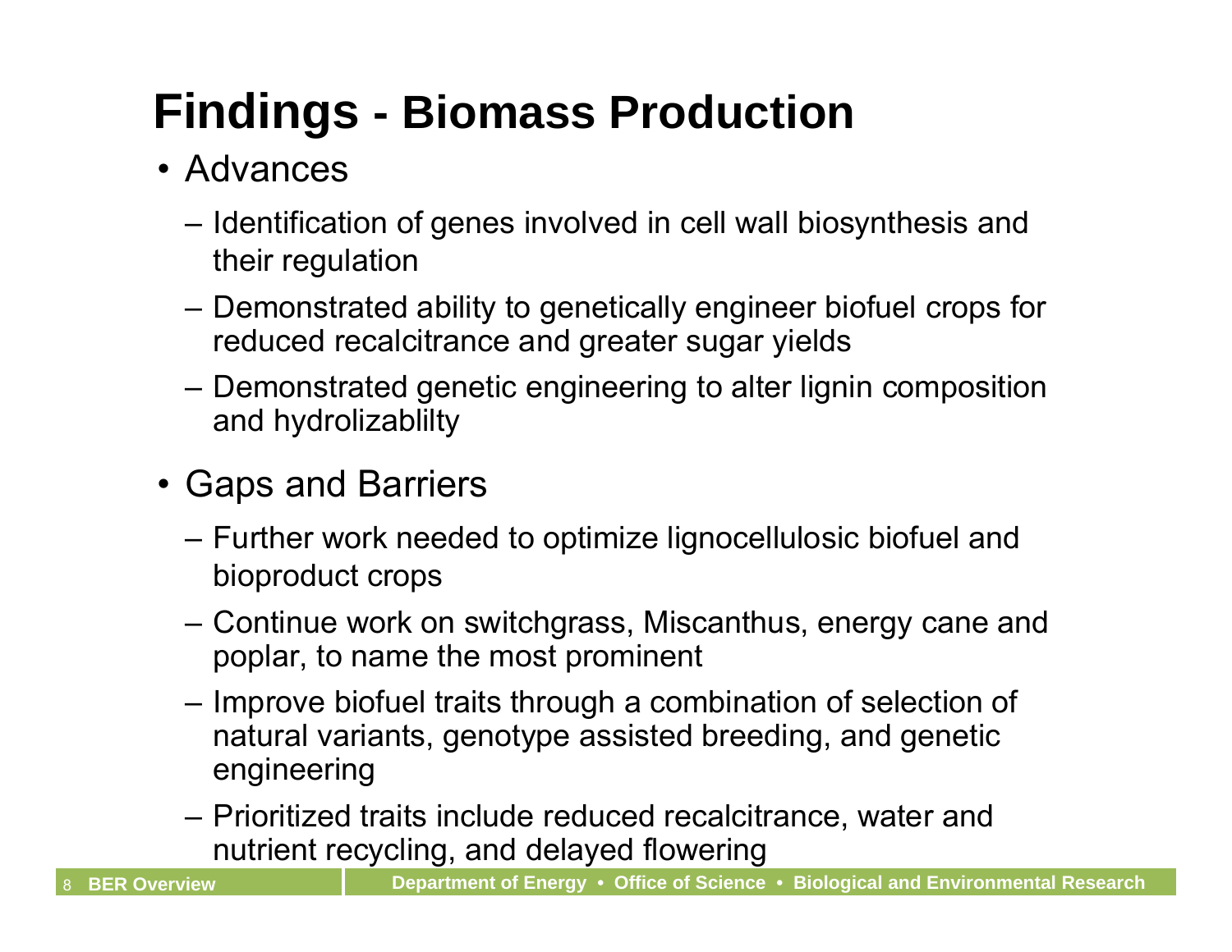# Findings - Biomass Production

- Advances
  - Identification of genes involved in cell wall biosynthesis and their regulation
  - Demonstrated ability to genetically engineer biofuel crops for reduced recalcitrance and greater sugar yields
  - Demonstrated genetic engineering to alter lignin composition and hydrolizablilty
- Gaps and Barriers
  - Further work needed to optimize lignocellulosic biofuel and bioproduct crops
  - Continue work on switchgrass, Miscanthus, energy cane and poplar, to name the most prominent
  - Improve biofuel traits through a combination of selection of natural variants, genotype assisted breeding, and genetic engineering
  - Prioritized traits include reduced recalcitrance, water and nutrient recycling, and delayed flowering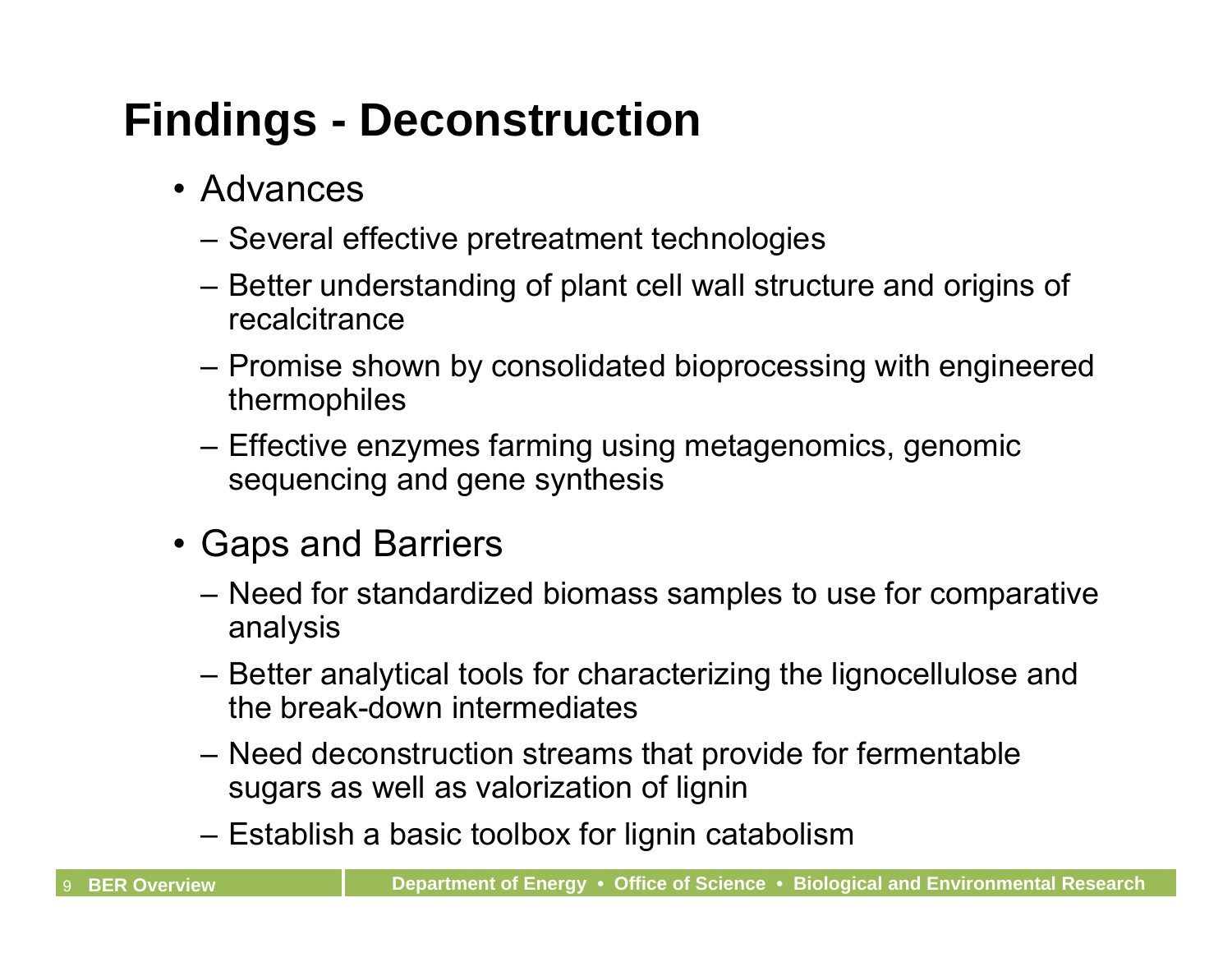# Findings - Deconstruction

- Advances
  - Several effective pretreatment technologies
  - Better understanding of plant cell wall structure and origins of recalcitrance
  - Promise shown by consolidated bioprocessing with engineered thermophiles
  - Effective enzymes farming using metagenomics, genomic sequencing and gene synthesis
- Gaps and Barriers
  - Need for standardized biomass samples to use for comparative analysis
  - Better analytical tools for characterizing the lignocellulose and the break-down intermediates
  - Need deconstruction streams that provide for fermentable sugars as well as valorization of lignin
  - Establish a basic toolbox for lignin catabolism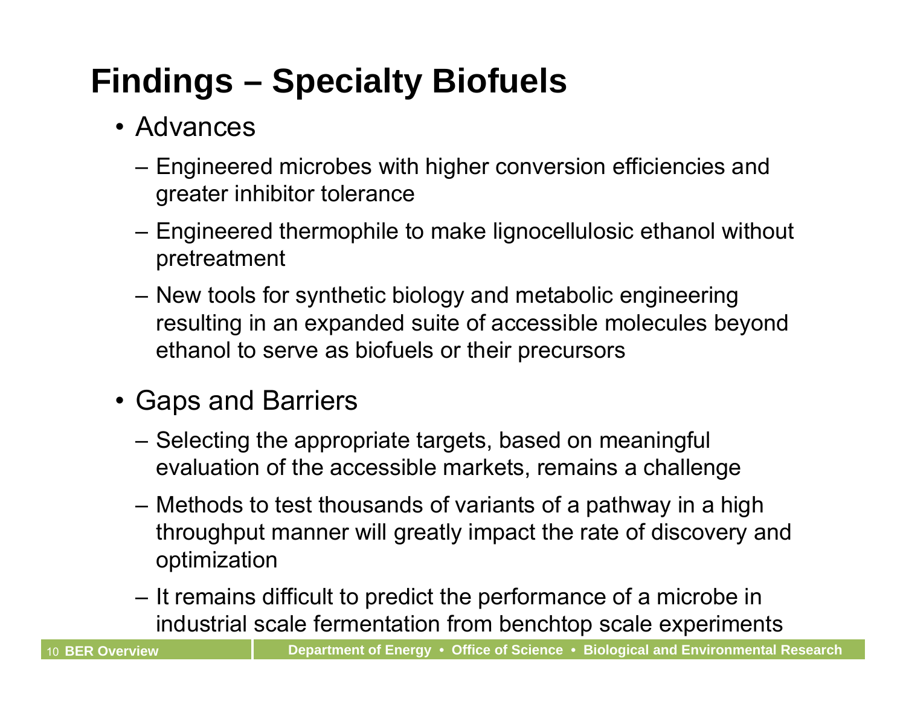# Findings – Specialty Biofuels

- Advances
  - Engineered microbes with higher conversion efficiencies and greater inhibitor tolerance
  - Engineered thermophile to make lignocellulosic ethanol without pretreatment
  - New tools for synthetic biology and metabolic engineering resulting in an expanded suite of accessible molecules beyond ethanol to serve as biofuels or their precursors
- Gaps and Barriers
  - Selecting the appropriate targets, based on meaningful evaluation of the accessible markets, remains a challenge
  - Methods to test thousands of variants of a pathway in a high throughput manner will greatly impact the rate of discovery and optimization
  - It remains difficult to predict the performance of a microbe in industrial scale fermentation from benchtop scale experiments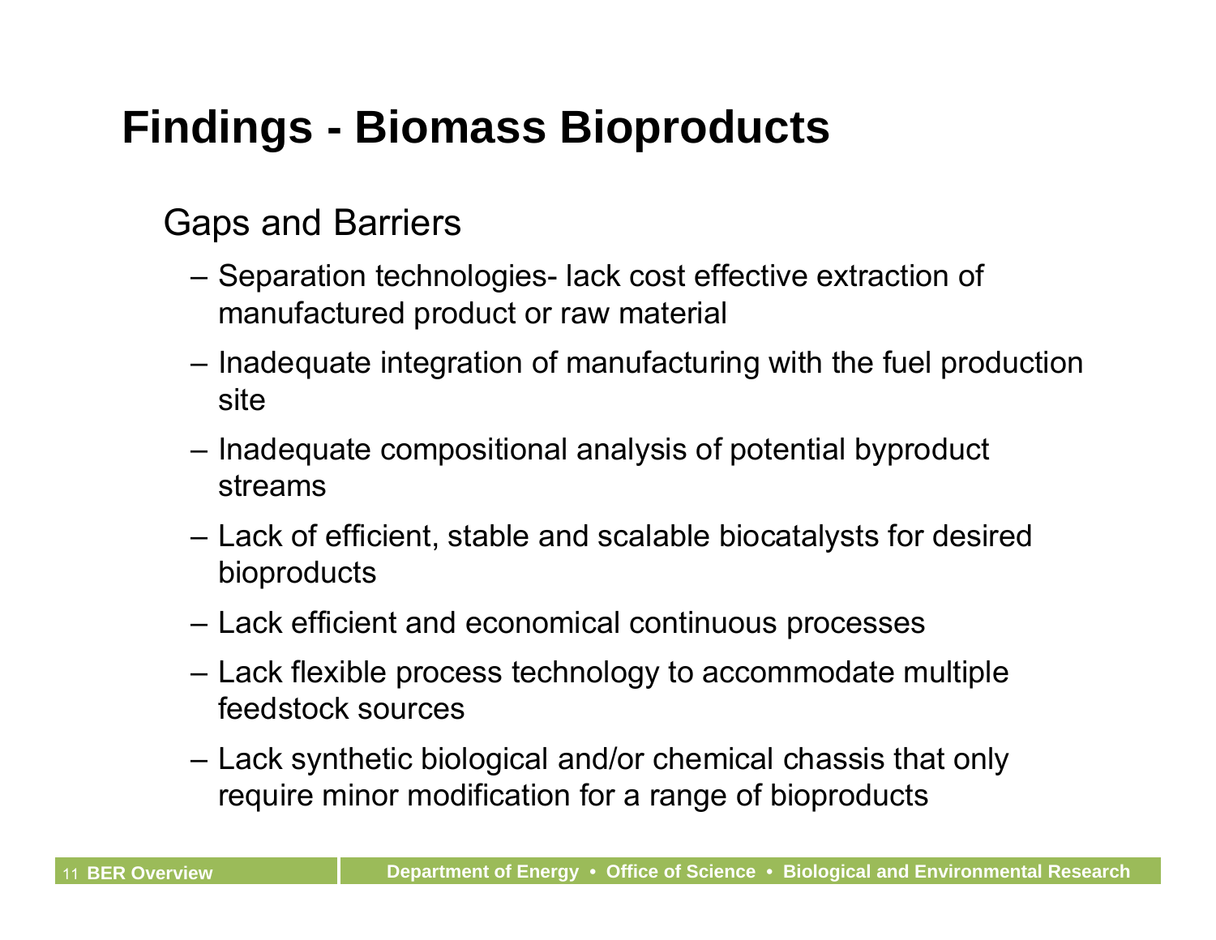# Findings - Biomass Bioproducts

Gaps and Barriers

- Separation technologies- lack cost effective extraction of manufactured product or raw material
- Inadequate integration of manufacturing with the fuel production site
- Inadequate compositional analysis of potential byproduct streams
- Lack of efficient, stable and scalable biocatalysts for desired bioproducts
- Lack efficient and economical continuous processes
- Lack flexible process technology to accommodate multiple feedstock sources
- Lack synthetic biological and/or chemical chassis that only require minor modification for a range of bioproducts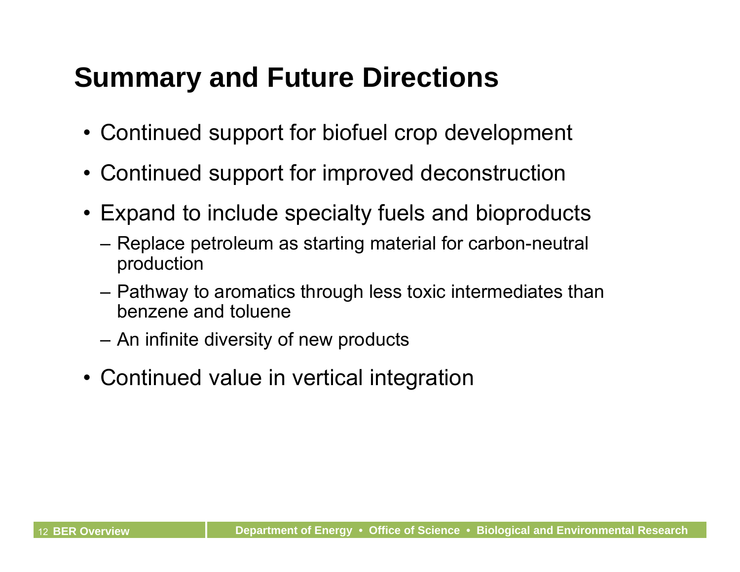# Summary and Future Directions

- Continued support for biofuel crop development
- Continued support for improved deconstruction
- Expand to include specialty fuels and bioproducts
  - Replace petroleum as starting material for carbon-neutral production
  - Pathway to aromatics through less toxic intermediates than benzene and toluene
  - An infinite diversity of new products
- Continued value in vertical integration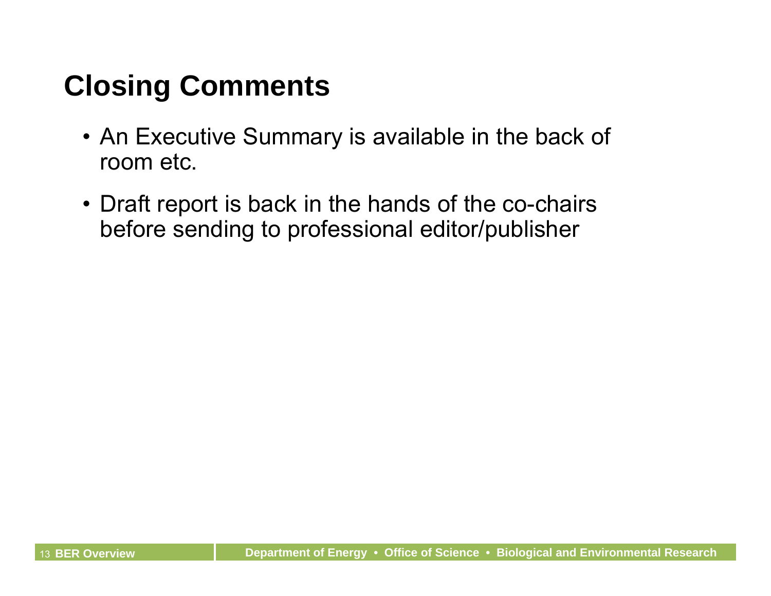# Closing Comments

- An Executive Summary is available in the back of room etc.
- Draft report is back in the hands of the co-chairs before sending to professional editor/publisher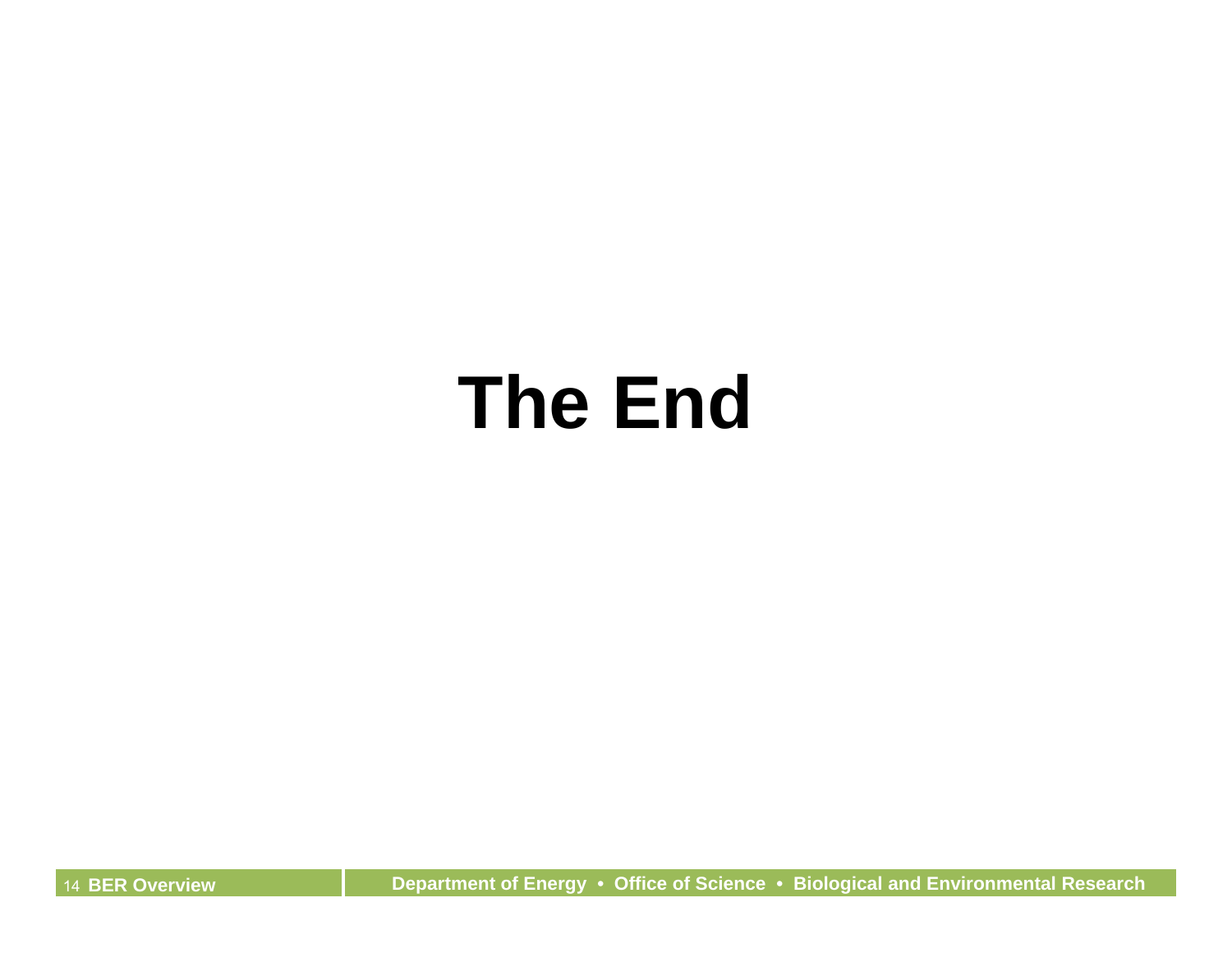# The End